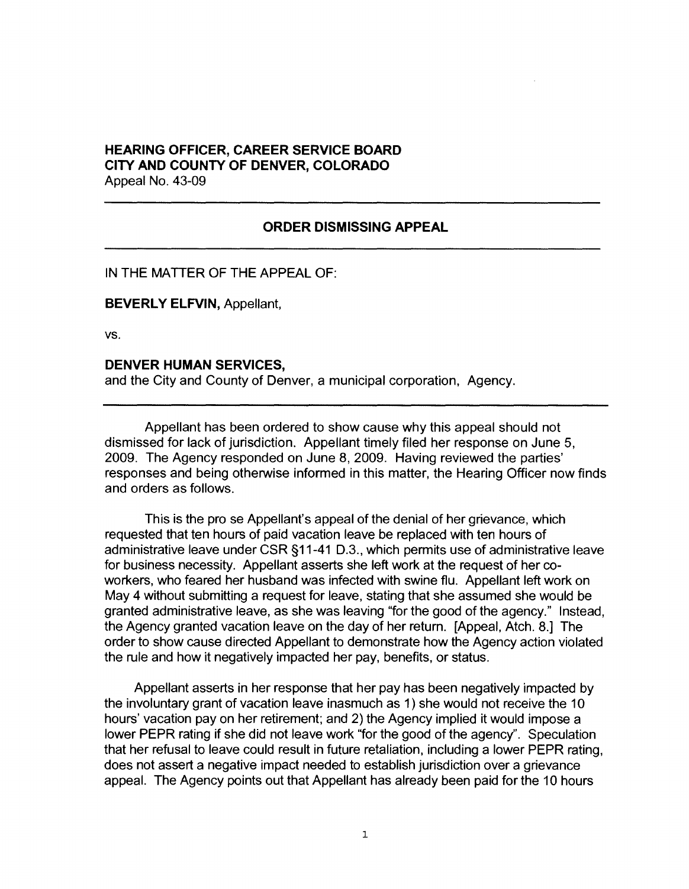**HEARING OFFICER, CAREER SERVICE BOARD**
**CITY AND COUNTY OF DENVER, COLORADO**
Appeal No. 43-09

---

## ORDER DISMISSING APPEAL

---

IN THE MATTER OF THE APPEAL OF:

**BEVERLY ELFVIN,** Appellant,

vs.

**DENVER HUMAN SERVICES,**
and the City and County of Denver, a municipal corporation, Agency.

---

Appellant has been ordered to show cause why this appeal should not dismissed for lack of jurisdiction. Appellant timely filed her response on June 5, 2009. The Agency responded on June 8, 2009. Having reviewed the parties' responses and being otherwise informed in this matter, the Hearing Officer now finds and orders as follows.

This is the pro se Appellant's appeal of the denial of her grievance, which requested that ten hours of paid vacation leave be replaced with ten hours of administrative leave under CSR §11-41 D.3., which permits use of administrative leave for business necessity. Appellant asserts she left work at the request of her co-workers, who feared her husband was infected with swine flu. Appellant left work on May 4 without submitting a request for leave, stating that she assumed she would be granted administrative leave, as she was leaving "for the good of the agency." Instead, the Agency granted vacation leave on the day of her return. [Appeal, Atch. 8.] The order to show cause directed Appellant to demonstrate how the Agency action violated the rule and how it negatively impacted her pay, benefits, or status.

Appellant asserts in her response that her pay has been negatively impacted by the involuntary grant of vacation leave inasmuch as 1) she would not receive the 10 hours' vacation pay on her retirement; and 2) the Agency implied it would impose a lower PEPR rating if she did not leave work "for the good of the agency". Speculation that her refusal to leave could result in future retaliation, including a lower PEPR rating, does not assert a negative impact needed to establish jurisdiction over a grievance appeal. The Agency points out that Appellant has already been paid for the 10 hours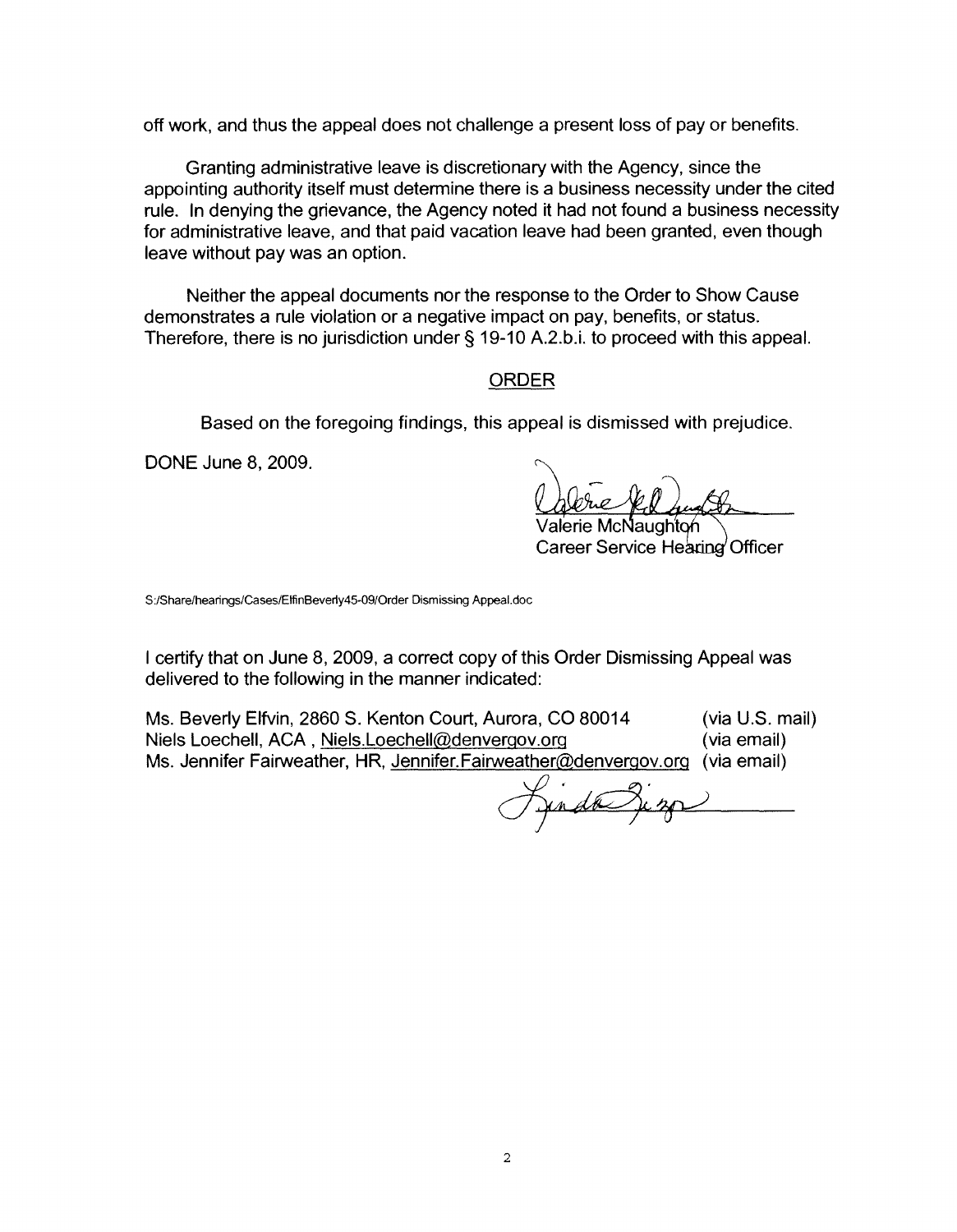off work, and thus the appeal does not challenge a present loss of pay or benefits.

Granting administrative leave is discretionary with the Agency, since the appointing authority itself must determine there is a business necessity under the cited rule. In denying the grievance, the Agency noted it had not found a business necessity for administrative leave, and that paid vacation leave had been granted, even though leave without pay was an option.

Neither the appeal documents nor the response to the Order to Show Cause demonstrates a rule violation or a negative impact on pay, benefits, or status. Therefore, there is no jurisdiction under § 19-10 A.2.b.i. to proceed with this appeal.

## ORDER

Based on the foregoing findings, this appeal is dismissed with prejudice.

DONE June 8, 2009.

Valerie McNaughton
Career Service Hearing Officer

S:/Share/hearings/Cases/ElfinBeverly45-09/Order Dismissing Appeal.doc

I certify that on June 8, 2009, a correct copy of this Order Dismissing Appeal was delivered to the following in the manner indicated:

Ms. Beverly Elfvin, 2860 S. Kenton Court, Aurora, CO 80014 (via U.S. mail)
Niels Loechell, ACA , Niels.Loechell@denvergov.org (via email)
Ms. Jennifer Fairweather, HR, Jennifer.Fairweather@denvergov.org (via email)